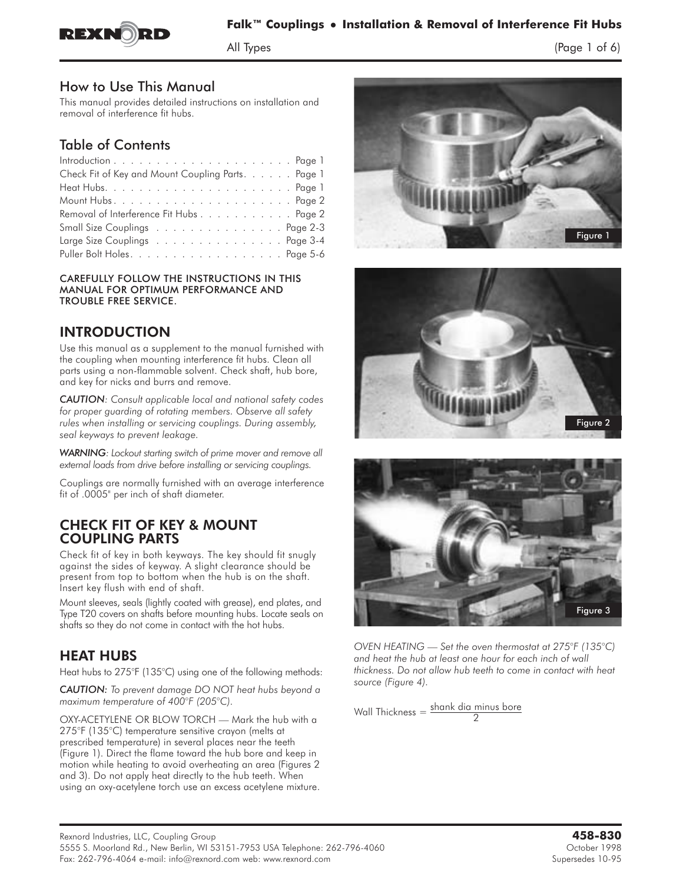# Falk™ Couplings • Installation & Removal of Interference Fit Hubs

All Types

## How to Use This Manual

This manual provides detailed instructions on installation and removal of interference fit hubs.

## Table of Contents

| | |
|---|---|
| Introduction | Page 1 |
| Check Fit of Key and Mount Coupling Parts | Page 1 |
| Heat Hubs | Page 1 |
| Mount Hubs | Page 2 |
| Removal of Interference Fit Hubs | Page 2 |
| Small Size Couplings | Page 2-3 |
| Large Size Couplings | Page 3-4 |
| Puller Bolt Holes | Page 5-6 |

CAREFULLY FOLLOW THE INSTRUCTIONS IN THIS MANUAL FOR OPTIMUM PERFORMANCE AND TROUBLE FREE SERVICE.

## INTRODUCTION

Use this manual as a supplement to the manual furnished with the coupling when mounting interference fit hubs. Clean all parts using a non-flammable solvent. Check shaft, hub bore, and key for nicks and burrs and remove.

***CAUTION**: Consult applicable local and national safety codes for proper guarding of rotating members. Observe all safety rules when installing or servicing couplings. During assembly, seal keyways to prevent leakage.*

***WARNING**: Lockout starting switch of prime mover and remove all external loads from drive before installing or servicing couplings.*

Couplings are normally furnished with an average interference fit of .0005" per inch of shaft diameter.

## CHECK FIT OF KEY & MOUNT COUPLING PARTS

Check fit of key in both keyways. The key should fit snugly against the sides of keyway. A slight clearance should be present from top to bottom when the hub is on the shaft. Insert key flush with end of shaft.

Mount sleeves, seals (lightly coated with grease), end plates, and Type T20 covers on shafts before mounting hubs. Locate seals on shafts so they do not come in contact with the hot hubs.

## HEAT HUBS

Heat hubs to 275°F (135°C) using one of the following methods:

***CAUTION**: To prevent damage DO NOT heat hubs beyond a maximum temperature of 400°F (205°C).*

OXY-ACETYLENE OR BLOW TORCH — Mark the hub with a 275°F (135°C) temperature sensitive crayon (melts at prescribed temperature) in several places near the teeth (Figure 1). Direct the flame toward the hub bore and keep in motion while heating to avoid overheating an area (Figures 2 and 3). Do not apply heat directly to the hub teeth. When using an oxy-acetylene torch use an excess acetylene mixture.

Figure 1

Figure 2

Figure 3

*OVEN HEATING — Set the oven thermostat at 275°F (135°C) and heat the hub at least one hour for each inch of wall thickness. Do not allow hub teeth to come in contact with heat source (Figure 4).*

$$\text{Wall Thickness} = \frac{\text{shank dia minus bore}}{2}$$

Rexnord Industries, LLC, Coupling Group
5555 S. Moorland Rd., New Berlin, WI 53151-7953 USA Telephone: 262-796-4060
Fax: 262-796-4064 e-mail: info@rexnord.com web: www.rexnord.com

**458-830**
October 1998
Supersedes 10-95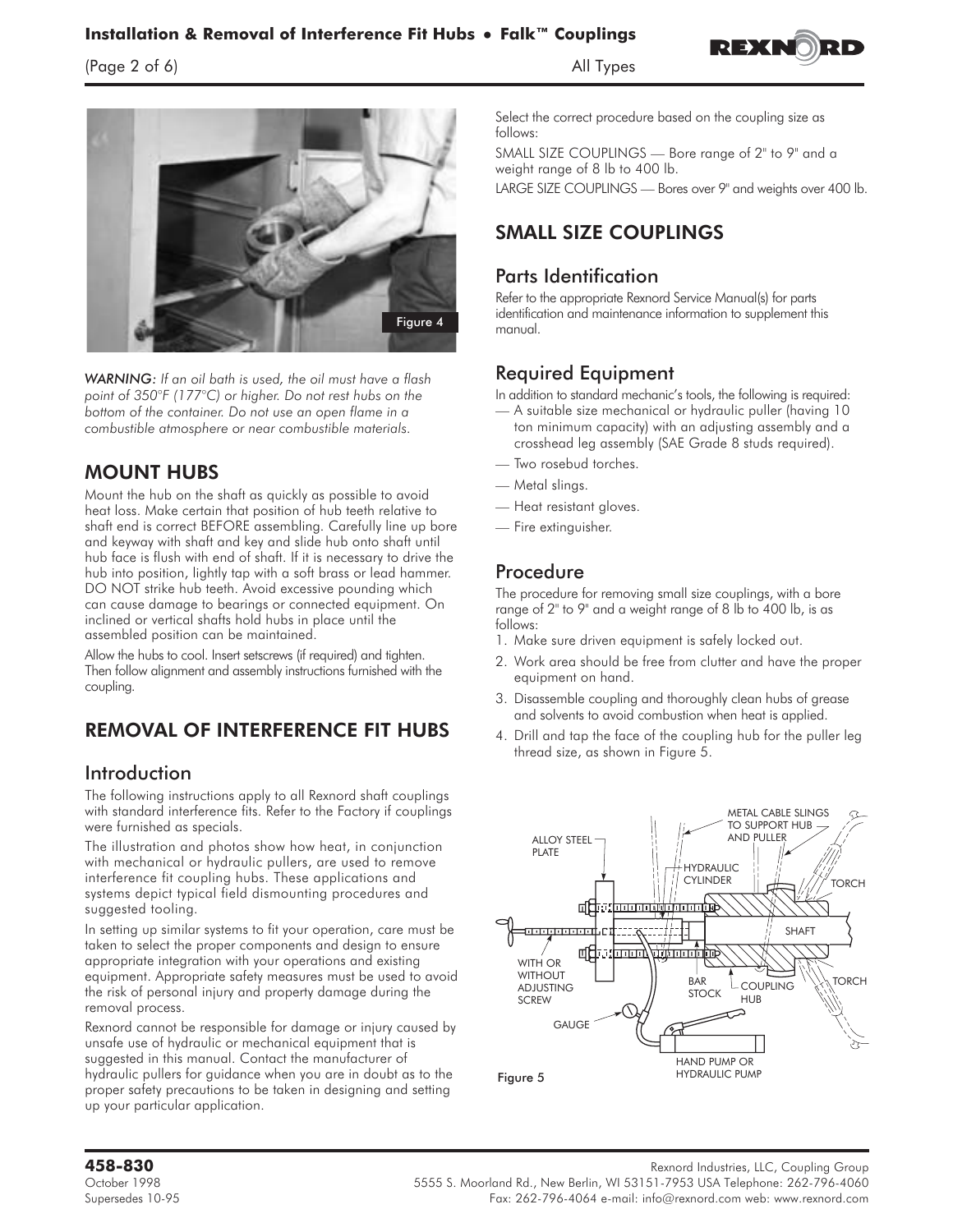Figure 4

*WARNING: If an oil bath is used, the oil must have a flash point of 350°F (177°C) or higher. Do not rest hubs on the bottom of the container. Do not use an open flame in a combustible atmosphere or near combustible materials.*

## MOUNT HUBS

Mount the hub on the shaft as quickly as possible to avoid heat loss. Make certain that position of hub teeth relative to shaft end is correct BEFORE assembling. Carefully line up bore and keyway with shaft and key and slide hub onto shaft until hub face is flush with end of shaft. If it is necessary to drive the hub into position, lightly tap with a soft brass or lead hammer. DO NOT strike hub teeth. Avoid excessive pounding which can cause damage to bearings or connected equipment. On inclined or vertical shafts hold hubs in place until the assembled position can be maintained.

Allow the hubs to cool. Insert setscrews (if required) and tighten. Then follow alignment and assembly instructions furnished with the coupling.

## REMOVAL OF INTERFERENCE FIT HUBS

### Introduction

The following instructions apply to all Rexnord shaft couplings with standard interference fits. Refer to the Factory if couplings were furnished as specials.

The illustration and photos show how heat, in conjunction with mechanical or hydraulic pullers, are used to remove interference fit coupling hubs. These applications and systems depict typical field dismounting procedures and suggested tooling.

In setting up similar systems to fit your operation, care must be taken to select the proper components and design to ensure appropriate integration with your operations and existing equipment. Appropriate safety measures must be used to avoid the risk of personal injury and property damage during the removal process.

Rexnord cannot be responsible for damage or injury caused by unsafe use of hydraulic or mechanical equipment that is suggested in this manual. Contact the manufacturer of hydraulic pullers for guidance when you are in doubt as to the proper safety precautions to be taken in designing and setting up your particular application.

Select the correct procedure based on the coupling size as follows:

SMALL SIZE COUPLINGS — Bore range of 2" to 9" and a weight range of 8 lb to 400 lb.

LARGE SIZE COUPLINGS — Bores over 9" and weights over 400 lb.

## SMALL SIZE COUPLINGS

### Parts Identification

Refer to the appropriate Rexnord Service Manual(s) for parts identification and maintenance information to supplement this manual.

### Required Equipment

In addition to standard mechanic's tools, the following is required:

- A suitable size mechanical or hydraulic puller (having 10 ton minimum capacity) with an adjusting assembly and a crosshead leg assembly (SAE Grade 8 studs required).
- Two rosebud torches.
- Metal slings.
- Heat resistant gloves.
- Fire extinguisher.

### Procedure

The procedure for removing small size couplings, with a bore range of 2" to 9" and a weight range of 8 lb to 400 lb, is as follows:

1. Make sure driven equipment is safely locked out.
2. Work area should be free from clutter and have the proper equipment on hand.
3. Disassemble coupling and thoroughly clean hubs of grease and solvents to avoid combustion when heat is applied.
4. Drill and tap the face of the coupling hub for the puller leg thread size, as shown in Figure 5.

Figure 5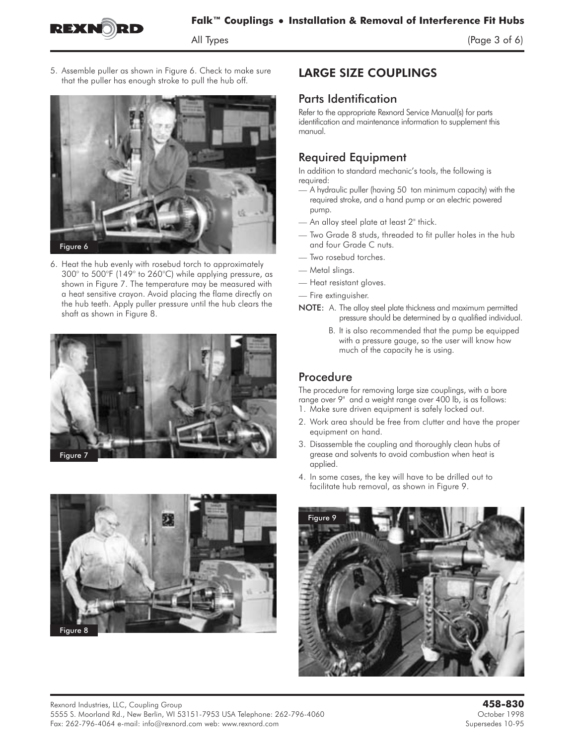5. Assemble puller as shown in Figure 6. Check to make sure that the puller has enough stroke to pull the hub off.

Figure 6

6. Heat the hub evenly with rosebud torch to approximately 300° to 500°F (149° to 260°C) while applying pressure, as shown in Figure 7. The temperature may be measured with a heat sensitive crayon. Avoid placing the flame directly on the hub teeth. Apply puller pressure until the hub clears the shaft as shown in Figure 8.

Figure 7

Figure 8

## LARGE SIZE COUPLINGS

### Parts Identification

Refer to the appropriate Rexnord Service Manual(s) for parts identification and maintenance information to supplement this manual.

### Required Equipment

In addition to standard mechanic's tools, the following is required:

- — A hydraulic puller (having 50 ton minimum capacity) with the required stroke, and a hand pump or an electric powered pump.
- — An alloy steel plate at least 2" thick.
- — Two Grade 8 studs, threaded to fit puller holes in the hub and four Grade C nuts.
- — Two rosebud torches.
- — Metal slings.
- — Heat resistant gloves.
- — Fire extinguisher.

**NOTE:** A. The alloy steel plate thickness and maximum permitted pressure should be determined by a qualified individual.

B. It is also recommended that the pump be equipped with a pressure gauge, so the user will know how much of the capacity he is using.

### Procedure

The procedure for removing large size couplings, with a bore range over 9" and a weight range over 400 lb, is as follows:

1. Make sure driven equipment is safely locked out.
2. Work area should be free from clutter and have the proper equipment on hand.
3. Disassemble the coupling and thoroughly clean hubs of grease and solvents to avoid combustion when heat is applied.
4. In some cases, the key will have to be drilled out to facilitate hub removal, as shown in Figure 9.

Figure 9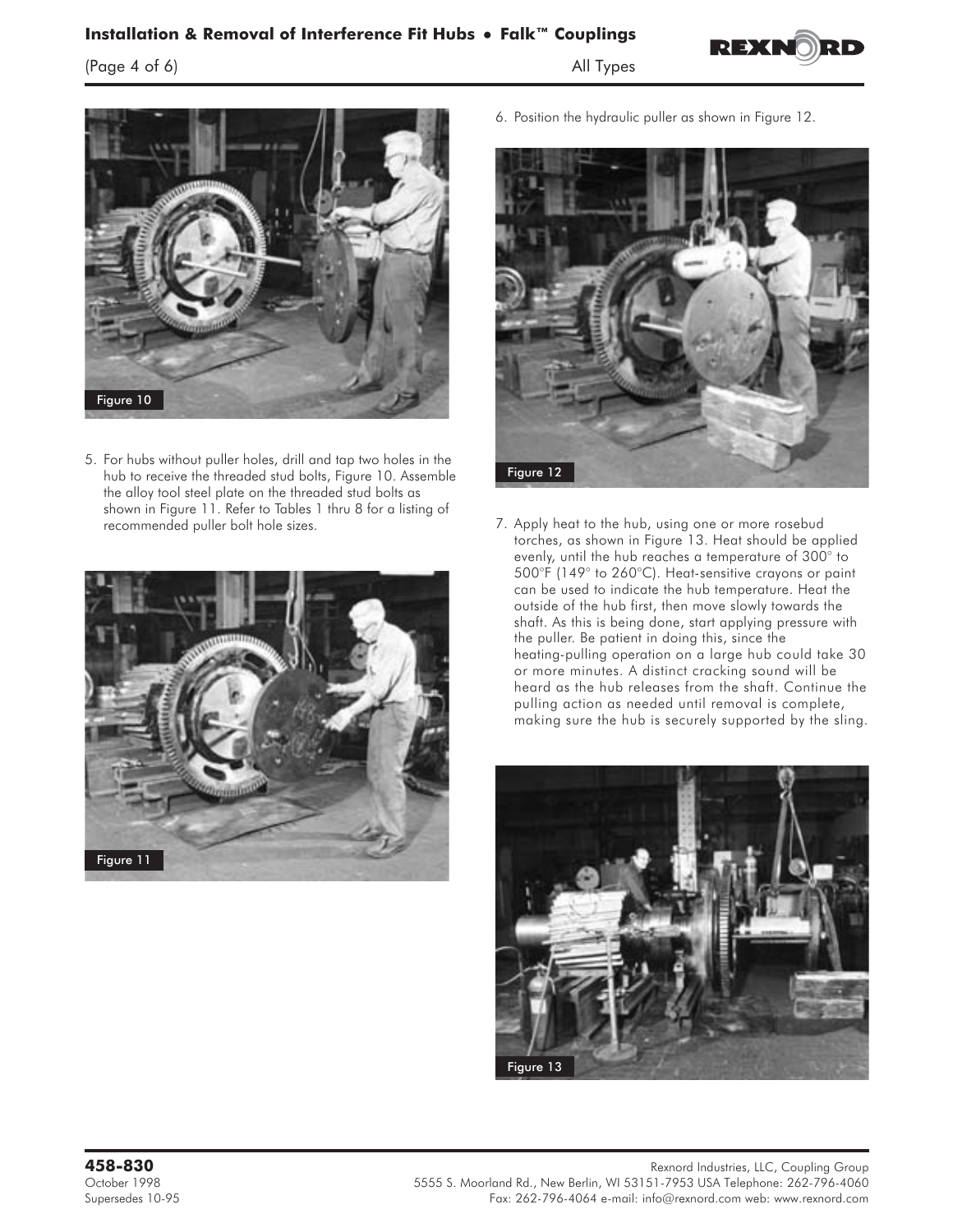Figure 10

5. For hubs without puller holes, drill and tap two holes in the hub to receive the threaded stud bolts, Figure 10. Assemble the alloy tool steel plate on the threaded stud bolts as shown in Figure 11. Refer to Tables 1 thru 8 for a listing of recommended puller bolt hole sizes.

Figure 11

6. Position the hydraulic puller as shown in Figure 12.

Figure 12

7. Apply heat to the hub, using one or more rosebud torches, as shown in Figure 13. Heat should be applied evenly, until the hub reaches a temperature of 300° to 500°F (149° to 260°C). Heat-sensitive crayons or paint can be used to indicate the hub temperature. Heat the outside of the hub first, then move slowly towards the shaft. As this is being done, start applying pressure with the puller. Be patient in doing this, since the heating-pulling operation on a large hub could take 30 or more minutes. A distinct cracking sound will be heard as the hub releases from the shaft. Continue the pulling action as needed until removal is complete, making sure the hub is securely supported by the sling.

Figure 13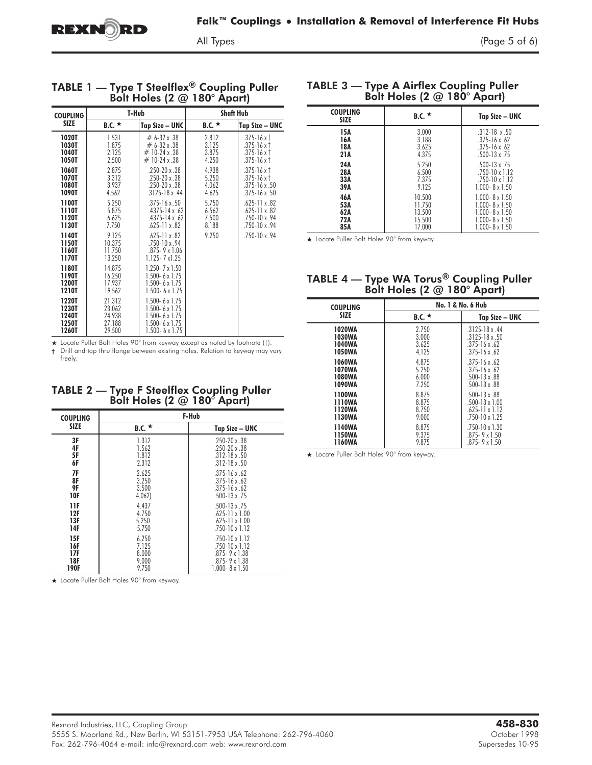## TABLE 1 — Type T Steelflex® Coupling Puller Bolt Holes (2 @ 180° Apart)

| COUPLING SIZE | T-Hub | | Shaft Hub | |
|---|---|---|---|---|
| | B.C. ★ | Tap Size – UNC | B.C. ★ | Tap Size – UNC |
| 1020T | 1.531 | # 6-32 x .38 | 2.812 | .375-16 x † |
| 1030T | 1.875 | # 6-32 x .38 | 3.125 | .375-16 x † |
| 1040T | 2.125 | # 10-24 x .38 | 3.875 | .375-16 x † |
| 1050T | 2.500 | # 10-24 x .38 | 4.250 | .375-16 x † |
| 1060T | 2.875 | .250-20 x .38 | 4.938 | .375-16 x † |
| 1070T | 3.312 | .250-20 x .38 | 5.250 | .375-16 x † |
| 1080T | 3.937 | .250-20 x .38 | 4.062 | .375-16 x .50 |
| 1090T | 4.562 | .3125-18 x .44 | 4.625 | .375-16 x .50 |
| 1100T | 5.250 | .375-16 x .50 | 5.750 | .625-11 x .82 |
| 1110T | 5.875 | .4375-14 x .62 | 6.562 | .625-11 x .82 |
| 1120T | 6.625 | .4375-14 x .62 | 7.500 | .750-10 x .94 |
| 1130T | 7.750 | .625-11 x .82 | 8.188 | .750-10 x .94 |
| 1140T | 9.125 | .625-11 x .82 | 9.250 | .750-10 x .94 |
| 1150T | 10.375 | .750-10 x .94 | | |
| 1160T | 11.750 | .875- 9 x 1.06 | | |
| 1170T | 13.250 | 1.125- 7 x1.25 | | |
| 1180T | 14.875 | 1.250- 7 x 1.50 | | |
| 1190T | 16.250 | 1.500- 6 x 1.75 | | |
| 1200T | 17.937 | 1.500- 6 x 1.75 | | |
| 1210T | 19.562 | 1.500- 6 x 1.75 | | |
| 1220T | 21.312 | 1.500- 6 x 1.75 | | |
| 1230T | 23.062 | 1.500- 6 x 1.75 | | |
| 1240T | 24.938 | 1.500- 6 x 1.75 | | |
| 1250T | 27.188 | 1.500- 6 x 1.75 | | |
| 1260T | 29.500 | 1.500- 6 x 1.75 | | |

★ Locate Puller Bolt Holes 90° from keyway except as noted by footnote (†).

† Drill and tap thru flange between existing holes. Relation to keyway may vary freely.

## TABLE 2 — Type F Steelflex Coupling Puller Bolt Holes (2 @ 180° Apart)

| COUPLING SIZE | F-Hub | |
|---|---|---|
| | B.C. ★ | Tap Size – UNC |
| 3F | 1.312 | .250-20 x .38 |
| 4F | 1.562 | .250-20 x .38 |
| 5F | 1.812 | .312-18 x .50 |
| 6F | 2.312 | .312-18 x .50 |
| 7F | 2.625 | .375-16 x .62 |
| 8F | 3.250 | .375-16 x .62 |
| 9F | 3.500 | .375-16 x .62 |
| 10F | 4.062) | .500-13 x .75 |
| 11F | 4.437 | .500-13 x .75 |
| 12F | 4.750 | .625-11 x 1.00 |
| 13F | 5.250 | .625-11 x 1.00 |
| 14F | 5.750 | .750-10 x 1.12 |
| 15F | 6.250 | .750-10 x 1.12 |
| 16F | 7.125 | .750-10 x 1.12 |
| 17F | 8.000 | .875- 9 x 1.38 |
| 18F | 9.000 | .875- 9 x 1.38 |
| 190F | 9.750 | 1.000- 8 x 1.50 |

★ Locate Puller Bolt Holes 90° from keyway.

## TABLE 3 — Type A Airflex Coupling Puller Bolt Holes (2 @ 180° Apart)

| COUPLING SIZE | B.C. ★ | Tap Size – UNC |
|---|---|---|
| 15A | 3.000 | .312-18 x .50 |
| 16A | 3.188 | .375-16 x .62 |
| 18A | 3.625 | .375-16 x .62 |
| 21A | 4.375 | .500-13 x .75 |
| 24A | 5.250 | .500-13 x .75 |
| 28A | 6.500 | .750-10 x 1.12 |
| 33A | 7.375 | .750-10 x 1.12 |
| 39A | 9.125 | 1.000- 8 x 1.50 |
| 46A | 10.500 | 1.000- 8 x 1.50 |
| 53A | 11.750 | 1.000- 8 x 1.50 |
| 62A | 13.500 | 1.000- 8 x 1.50 |
| 72A | 15.500 | 1.000- 8 x 1.50 |
| 85A | 17.000 | 1.000- 8 x 1.50 |

★ Locate Puller Bolt Holes 90° from keyway.

## TABLE 4 — Type WA Torus® Coupling Puller Bolt Holes (2 @ 180° Apart)

| COUPLING SIZE | No. 1 & No. 6 Hub | |
|---|---|---|
| | B.C. ★ | Tap Size – UNC |
| 1020WA | 2.750 | .3125-18 x .44 |
| 1030WA | 3.000 | .3125-18 x .50 |
| 1040WA | 3.625 | .375-16 x .62 |
| 1050WA | 4.125 | .375-16 x .62 |
| 1060WA | 4.875 | .375-16 x .62 |
| 1070WA | 5.250 | .375-16 x .62 |
| 1080WA | 6.000 | .500-13 x .88 |
| 1090WA | 7.250 | .500-13 x .88 |
| 1100WA | 8.875 | .500-13 x .88 |
| 1110WA | 8.875 | .500-13 x 1.00 |
| 1120WA | 8.750 | .625-11 x 1.12 |
| 1130WA | 9.000 | .750-10 x 1.25 |
| 1140WA | 8.875 | .750-10 x 1.30 |
| 1150WA | 9.375 | .875- 9 x 1.50 |
| 1160WA | 9.875 | .875- 9 x 1.50 |

★ Locate Puller Bolt Holes 90° from keyway.

Rexnord Industries, LLC, Coupling Group
5555 S. Moorland Rd., New Berlin, WI 53151-7953 USA Telephone: 262-796-4060
Fax: 262-796-4064 e-mail: info@rexnord.com web: www.rexnord.com

**458-830**
October 1998
Supersedes 10-95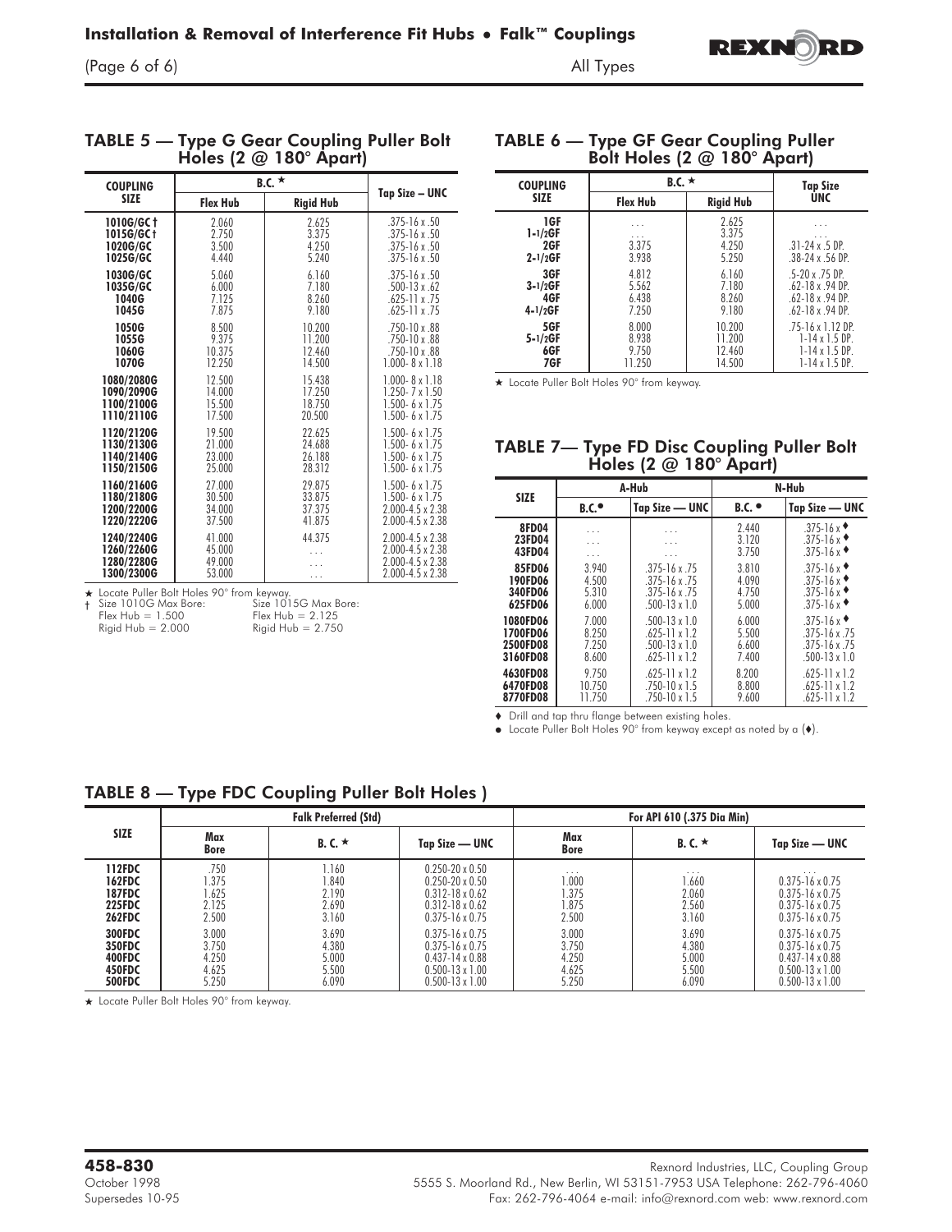## TABLE 5 — Type G Gear Coupling Puller Bolt Holes (2 @ 180° Apart)

| COUPLING SIZE | B.C. ★ | | Tap Size – UNC |
|---|---|---|---|
| | Flex Hub | Rigid Hub | |
| 1010G/GC † | 2.060 | 2.625 | .375-16 x .50 |
| 1015G/GC † | 2.750 | 3.375 | .375-16 x .50 |
| 1020G/GC | 3.500 | 4.250 | .375-16 x .50 |
| 1025G/GC | 4.440 | 5.240 | .375-16 x .50 |
| 1030G/GC | 5.060 | 6.160 | .375-16 x .50 |
| 1035G/GC | 6.000 | 7.180 | .500-13 x .62 |
| 1040G | 7.125 | 8.260 | .625-11 x .75 |
| 1045G | 7.875 | 9.180 | .625-11 x .75 |
| 1050G | 8.500 | 10.200 | .750-10 x .88 |
| 1055G | 9.375 | 11.200 | .750-10 x .88 |
| 1060G | 10.375 | 12.460 | .750-10 x .88 |
| 1070G | 12.250 | 14.500 | 1.000- 8 x 1.18 |
| 1080/2080G | 12.500 | 15.438 | 1.000- 8 x 1.18 |
| 1090/2090G | 14.000 | 17.250 | 1.250- 7 x 1.50 |
| 1100/2100G | 15.500 | 18.750 | 1.500- 6 x 1.75 |
| 1110/2110G | 17.500 | 20.500 | 1.500- 6 x 1.75 |
| 1120/2120G | 19.500 | 22.625 | 1.500- 6 x 1.75 |
| 1130/2130G | 21.000 | 24.688 | 1.500- 6 x 1.75 |
| 1140/2140G | 23.000 | 26.188 | 1.500- 6 x 1.75 |
| 1150/2150G | 25.000 | 28.312 | 1.500- 6 x 1.75 |
| 1160/2160G | 27.000 | 29.875 | 1.500- 6 x 1.75 |
| 1180/2180G | 30.500 | 33.875 | 1.500- 6 x 1.75 |
| 1200/2200G | 34.000 | 37.375 | 2.000-4.5 x 2.38 |
| 1220/2220G | 37.500 | 41.875 | 2.000-4.5 x 2.38 |
| 1240/2240G | 41.000 | 44.375 | 2.000-4.5 x 2.38 |
| 1260/2260G | 45.000 | . . . | 2.000-4.5 x 2.38 |
| 1280/2280G | 49.000 | . . . | 2.000-4.5 x 2.38 |
| 1300/2300G | 53.000 | . . . | 2.000-4.5 x 2.38 |

★ Locate Puller Bolt Holes 90° from keyway.

† Size 1010G Max Bore: Flex Hub = 1.500, Rigid Hub = 2.000; Size 1015G Max Bore: Flex Hub = 2.125, Rigid Hub = 2.750

## TABLE 6 — Type GF Gear Coupling Puller Bolt Holes (2 @ 180° Apart)

| COUPLING SIZE | B.C. ★ | | Tap Size UNC |
|---|---|---|---|
| | Flex Hub | Rigid Hub | |
| 1GF | . . . | 2.625 | . . . |
| 1-1/2GF | . . . | 3.375 | . . . |
| 2GF | 3.375 | 4.250 | .31-24 x .5 DP. |
| 2-1/2GF | 3.938 | 5.250 | .38-24 x .56 DP. |
| 3GF | 4.812 | 6.160 | .5-20 x .75 DP. |
| 3-1/2GF | 5.562 | 7.180 | .62-18 x .94 DP. |
| 4GF | 6.438 | 8.260 | .62-18 x .94 DP. |
| 4-1/2GF | 7.250 | 9.180 | .62-18 x .94 DP. |
| 5GF | 8.000 | 10.200 | .75-16 x 1.12 DP. |
| 5-1/2GF | 8.938 | 11.200 | 1-14 x 1.5 DP. |
| 6GF | 9.750 | 12.460 | 1-14 x 1.5 DP. |
| 7GF | 11.250 | 14.500 | 1-14 x 1.5 DP. |

★ Locate Puller Bolt Holes 90° from keyway.

## TABLE 7— Type FD Disc Coupling Puller Bolt Holes (2 @ 180° Apart)

| SIZE | A-Hub | | N-Hub | |
|---|---|---|---|---|
| | B.C.● | Tap Size — UNC | B.C. ● | Tap Size — UNC |
| 8FD04 | . . . | . . . | 2.440 | .375-16 x ♦ |
| 23FD04 | . . . | . . . | 3.120 | .375-16 x ♦ |
| 43FD04 | . . . | . . . | 3.750 | .375-16 x ♦ |
| 85FD06 | 3.940 | .375-16 x .75 | 3.810 | .375-16 x ♦ |
| 190FD06 | 4.500 | .375-16 x .75 | 4.090 | .375-16 x ♦ |
| 340FD06 | 5.310 | .375-16 x .75 | 4.750 | .375-16 x ♦ |
| 625FD06 | 6.000 | .500-13 x 1.0 | 5.000 | .375-16 x ♦ |
| 1080FD06 | 7.000 | .500-13 x 1.0 | 6.000 | .375-16 x ♦ |
| 1700FD06 | 8.250 | .625-11 x 1.2 | 5.500 | .375-16 x .75 |
| 2500FD08 | 7.250 | .500-13 x 1.0 | 6.600 | .375-16 x .75 |
| 3160FD08 | 8.600 | .625-11 x 1.2 | 7.400 | .500-13 x 1.0 |
| 4630FD08 | 9.750 | .625-11 x 1.2 | 8.200 | .625-11 x 1.2 |
| 6470FD08 | 10.750 | .750-10 x 1.5 | 8.800 | .625-11 x 1.2 |
| 8770FD08 | 11.750 | .750-10 x 1.5 | 9.600 | .625-11 x 1.2 |

♦ Drill and tap thru flange between existing holes.

● Locate Puller Bolt Holes 90° from keyway except as noted by a (♦).

## TABLE 8 — Type FDC Coupling Puller Bolt Holes )

| SIZE | Falk Preferred (Std) | | | For API 610 (.375 Dia Min) | | |
|---|---|---|---|---|---|---|
| | Max Bore | B. C. ★ | Tap Size — UNC | Max Bore | B. C. ★ | Tap Size — UNC |
| 112FDC | .750 | 1.160 | 0.250-20 x 0.50 | . . . | . . . | . . . |
| 162FDC | 1.375 | 1.840 | 0.250-20 x 0.50 | 1.000 | 1.660 | 0.375-16 x 0.75 |
| 187FDC | 1.625 | 2.190 | 0.312-18 x 0.62 | 1.375 | 2.060 | 0.375-16 x 0.75 |
| 225FDC | 2.125 | 2.690 | 0.312-18 x 0.62 | 1.875 | 2.560 | 0.375-16 x 0.75 |
| 262FDC | 2.500 | 3.160 | 0.375-16 x 0.75 | 2.500 | 3.160 | 0.375-16 x 0.75 |
| 300FDC | 3.000 | 3.690 | 0.375-16 x 0.75 | 3.000 | 3.690 | 0.375-16 x 0.75 |
| 350FDC | 3.750 | 4.380 | 0.375-16 x 0.75 | 3.750 | 4.380 | 0.375-16 x 0.75 |
| 400FDC | 4.250 | 5.000 | 0.437-14 x 0.88 | 4.250 | 5.000 | 0.437-14 x 0.88 |
| 450FDC | 4.625 | 5.500 | 0.500-13 x 1.00 | 4.625 | 5.500 | 0.500-13 x 1.00 |
| 500FDC | 5.250 | 6.090 | 0.500-13 x 1.00 | 5.250 | 6.090 | 0.500-13 x 1.00 |

★ Locate Puller Bolt Holes 90° from keyway.

**458-830**
October 1998
Supersedes 10-95

Rexnord Industries, LLC, Coupling Group
5555 S. Moorland Rd., New Berlin, WI 53151-7953 USA Telephone: 262-796-4060
Fax: 262-796-4064 e-mail: info@rexnord.com web: www.rexnord.com